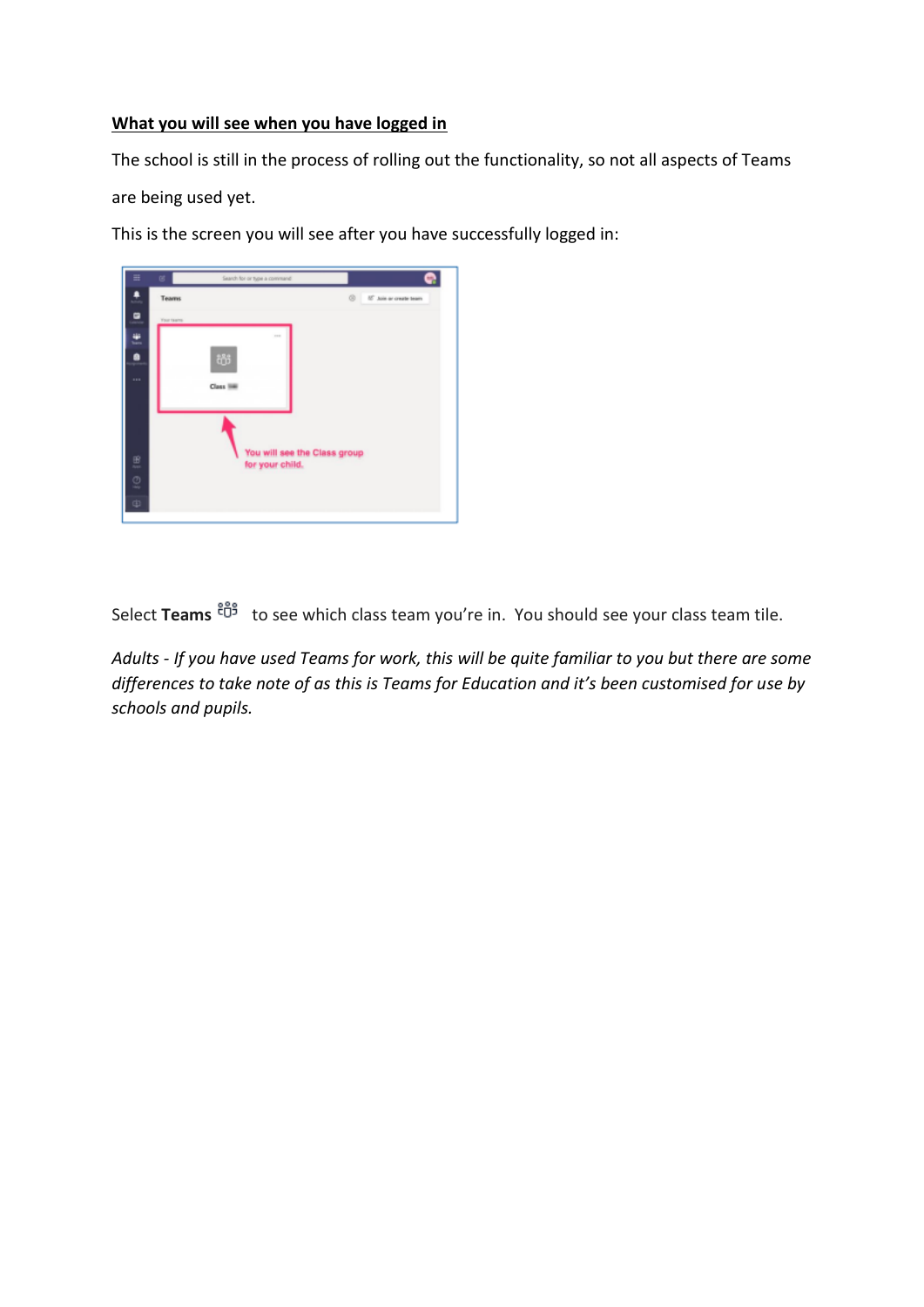**What you will see when you have logged in**

The school is still in the process of rolling out the functionality, so not all aspects of Teams are being used yet.

This is the screen you will see after you have successfully logged in:

Select **Teams** to see which class team you're in. You should see your class team tile.

*Adults - If you have used Teams for work, this will be quite familiar to you but there are some differences to take note of as this is Teams for Education and it's been customised for use by schools and pupils.*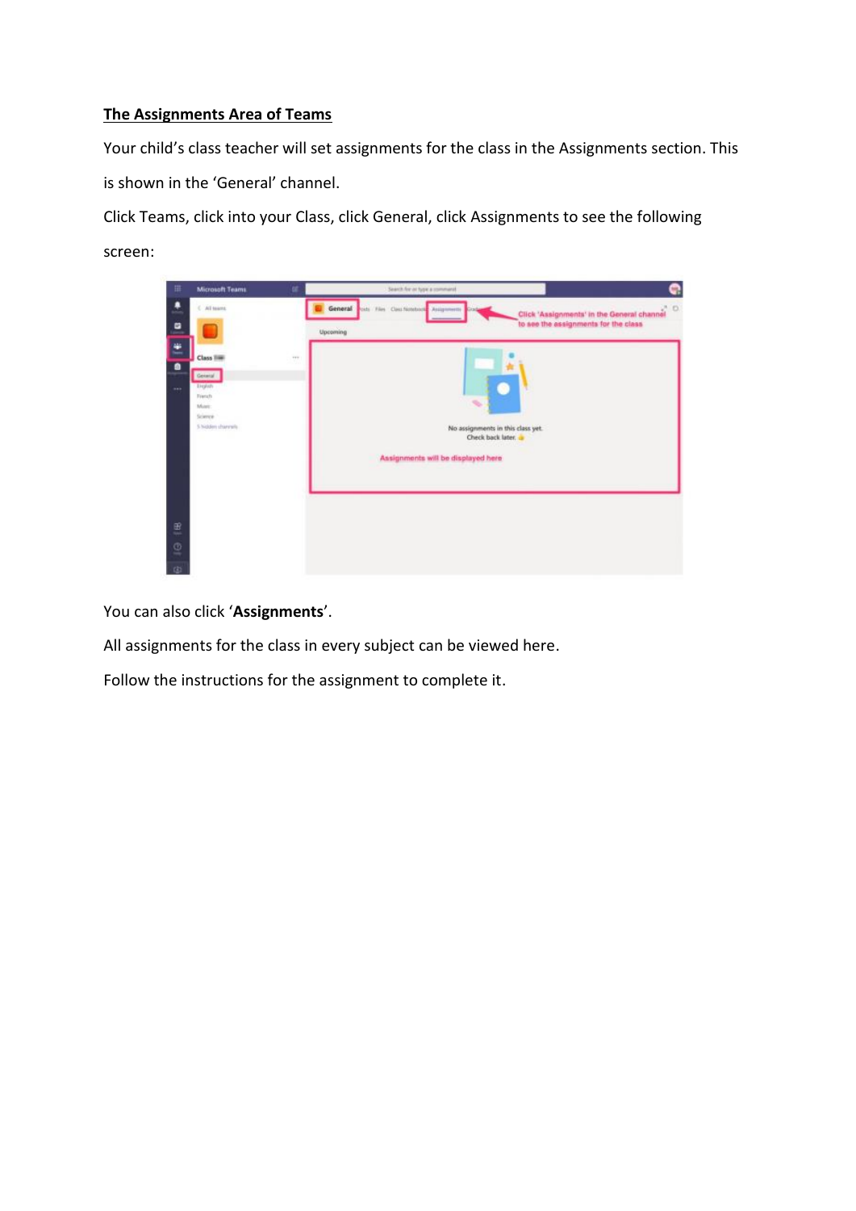## The Assignments Area of Teams

Your child's class teacher will set assignments for the class in the Assignments section. This is shown in the 'General' channel.

Click Teams, click into your Class, click General, click Assignments to see the following screen:

You can also click '**Assignments**'.

All assignments for the class in every subject can be viewed here.

Follow the instructions for the assignment to complete it.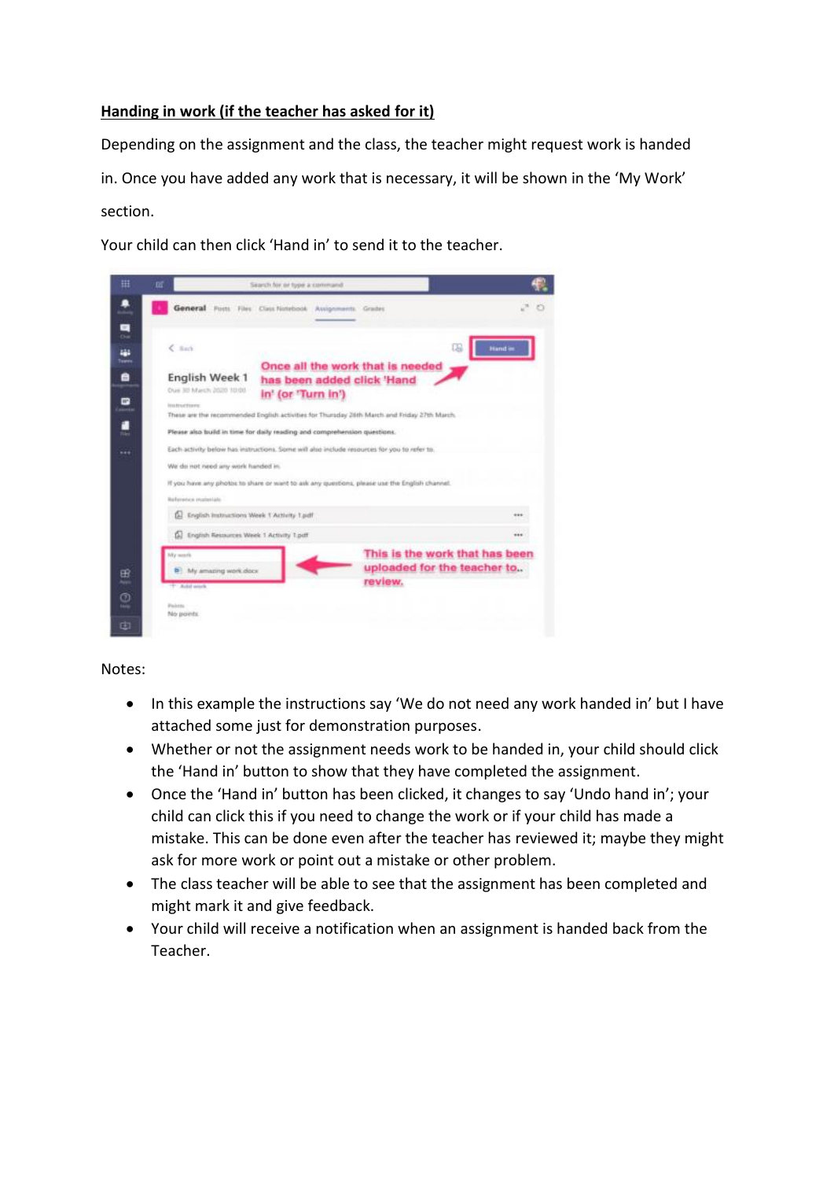## Handing in work (if the teacher has asked for it)

Depending on the assignment and the class, the teacher might request work is handed in. Once you have added any work that is necessary, it will be shown in the 'My Work' section.

Your child can then click 'Hand in' to send it to the teacher.

Notes:

- In this example the instructions say 'We do not need any work handed in' but I have attached some just for demonstration purposes.
- Whether or not the assignment needs work to be handed in, your child should click the 'Hand in' button to show that they have completed the assignment.
- Once the 'Hand in' button has been clicked, it changes to say 'Undo hand in'; your child can click this if you need to change the work or if your child has made a mistake. This can be done even after the teacher has reviewed it; maybe they might ask for more work or point out a mistake or other problem.
- The class teacher will be able to see that the assignment has been completed and might mark it and give feedback.
- Your child will receive a notification when an assignment is handed back from the Teacher.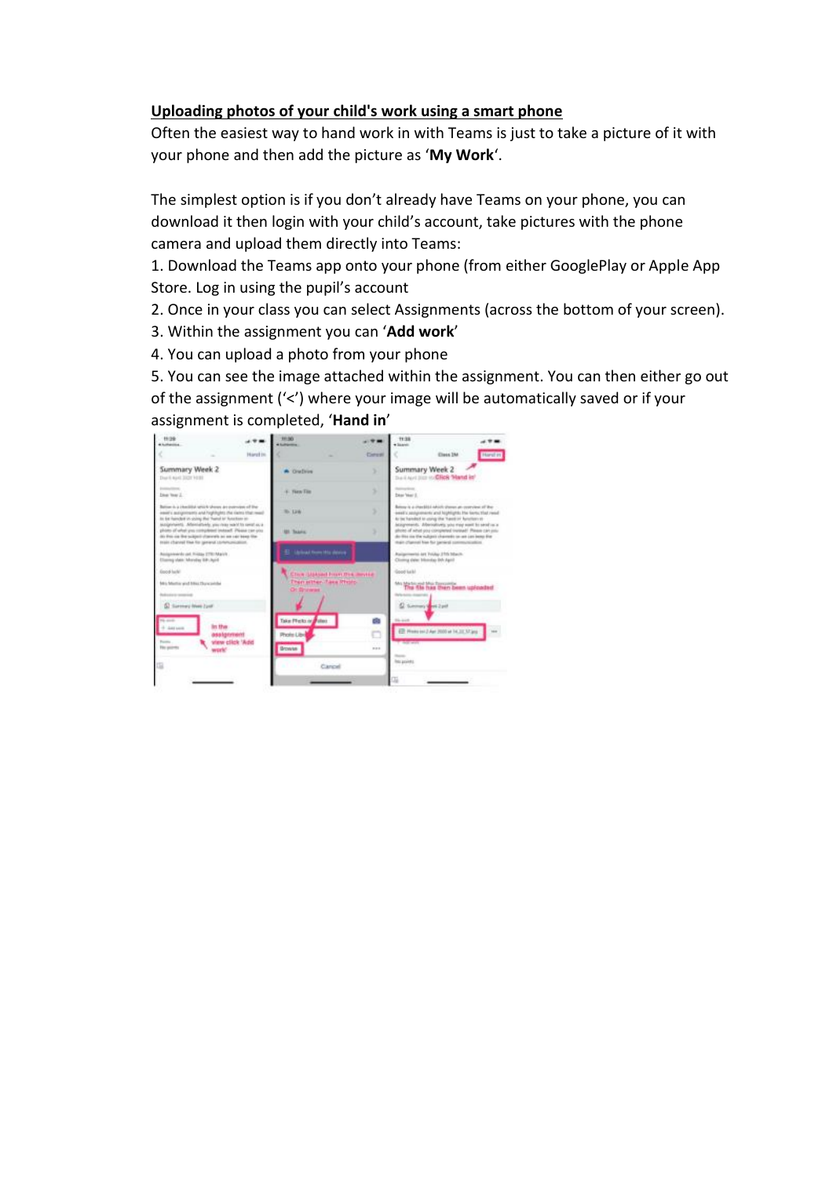**Uploading photos of your child's work using a smart phone**

Often the easiest way to hand work in with Teams is just to take a picture of it with your phone and then add the picture as '**My Work**'.

The simplest option is if you don't already have Teams on your phone, you can download it then login with your child's account, take pictures with the phone camera and upload them directly into Teams:

1. Download the Teams app onto your phone (from either GooglePlay or Apple App Store. Log in using the pupil's account
2. Once in your class you can select Assignments (across the bottom of your screen).
3. Within the assignment you can '**Add work**'
4. You can upload a photo from your phone
5. You can see the image attached within the assignment. You can then either go out of the assignment ('<') where your image will be automatically saved or if your assignment is completed, '**Hand in**'